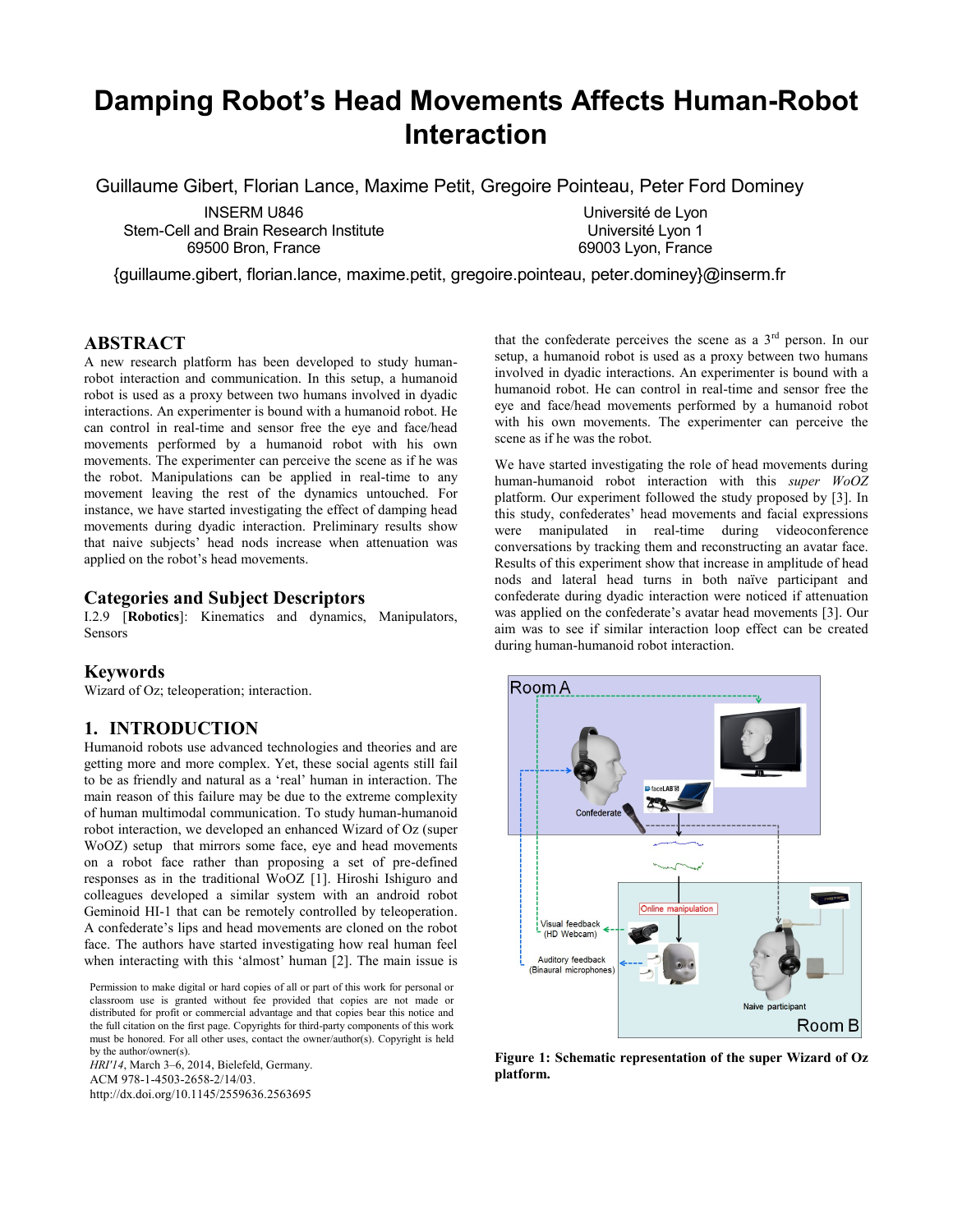# Damping Robot's Head Movements Affects Human-Robot Interaction

Guillaume Gibert, Florian Lance, Maxime Petit, Gregoire Pointeau, Peter Ford Dominey

INSERM U846
Stem-Cell and Brain Research Institute
69500 Bron, France

Université de Lyon
Université Lyon 1
69003 Lyon, France

{guillaume.gibert, florian.lance, maxime.petit, gregoire.pointeau, peter.dominey}@inserm.fr

## ABSTRACT

A new research platform has been developed to study human-robot interaction and communication. In this setup, a humanoid robot is used as a proxy between two humans involved in dyadic interactions. An experimenter is bound with a humanoid robot. He can control in real-time and sensor free the eye and face/head movements performed by a humanoid robot with his own movements. The experimenter can perceive the scene as if he was the robot. Manipulations can be applied in real-time to any movement leaving the rest of the dynamics untouched. For instance, we have started investigating the effect of damping head movements during dyadic interaction. Preliminary results show that naive subjects' head nods increase when attenuation was applied on the robot's head movements.

## Categories and Subject Descriptors

I.2.9 [**Robotics**]: Kinematics and dynamics, Manipulators, Sensors

## Keywords

Wizard of Oz; teleoperation; interaction.

## 1. INTRODUCTION

Humanoid robots use advanced technologies and theories and are getting more and more complex. Yet, these social agents still fail to be as friendly and natural as a 'real' human in interaction. The main reason of this failure may be due to the extreme complexity of human multimodal communication. To study human-humanoid robot interaction, we developed an enhanced Wizard of Oz (super WoOZ) setup that mirrors some face, eye and head movements on a robot face rather than proposing a set of pre-defined responses as in the traditional WoOZ [1]. Hiroshi Ishiguro and colleagues developed a similar system with an android robot Geminoid HI-1 that can be remotely controlled by teleoperation. A confederate's lips and head movements are cloned on the robot face. The authors have started investigating how real human feel when interacting with this 'almost' human [2]. The main issue is that the confederate perceives the scene as a 3rd person. In our setup, a humanoid robot is used as a proxy between two humans involved in dyadic interactions. An experimenter is bound with a humanoid robot. He can control in real-time and sensor free the eye and face/head movements performed by a humanoid robot with his own movements. The experimenter can perceive the scene as if he was the robot.

We have started investigating the role of head movements during human-humanoid robot interaction with this *super WoOZ* platform. Our experiment followed the study proposed by [3]. In this study, confederates' head movements and facial expressions were manipulated in real-time during videoconference conversations by tracking them and reconstructing an avatar face. Results of this experiment show that increase in amplitude of head nods and lateral head turns in both naïve participant and confederate during dyadic interaction were noticed if attenuation was applied on the confederate's avatar head movements [3]. Our aim was to see if similar interaction loop effect can be created during human-humanoid robot interaction.

**Figure 1: Schematic representation of the super Wizard of Oz platform.**

Permission to make digital or hard copies of all or part of this work for personal or classroom use is granted without fee provided that copies are not made or distributed for profit or commercial advantage and that copies bear this notice and the full citation on the first page. Copyrights for third-party components of this work must be honored. For all other uses, contact the owner/author(s). Copyright is held by the author/owner(s).
*HRI'14*, March 3–6, 2014, Bielefeld, Germany.
ACM 978-1-4503-2658-2/14/03.
http://dx.doi.org/10.1145/2559636.2563695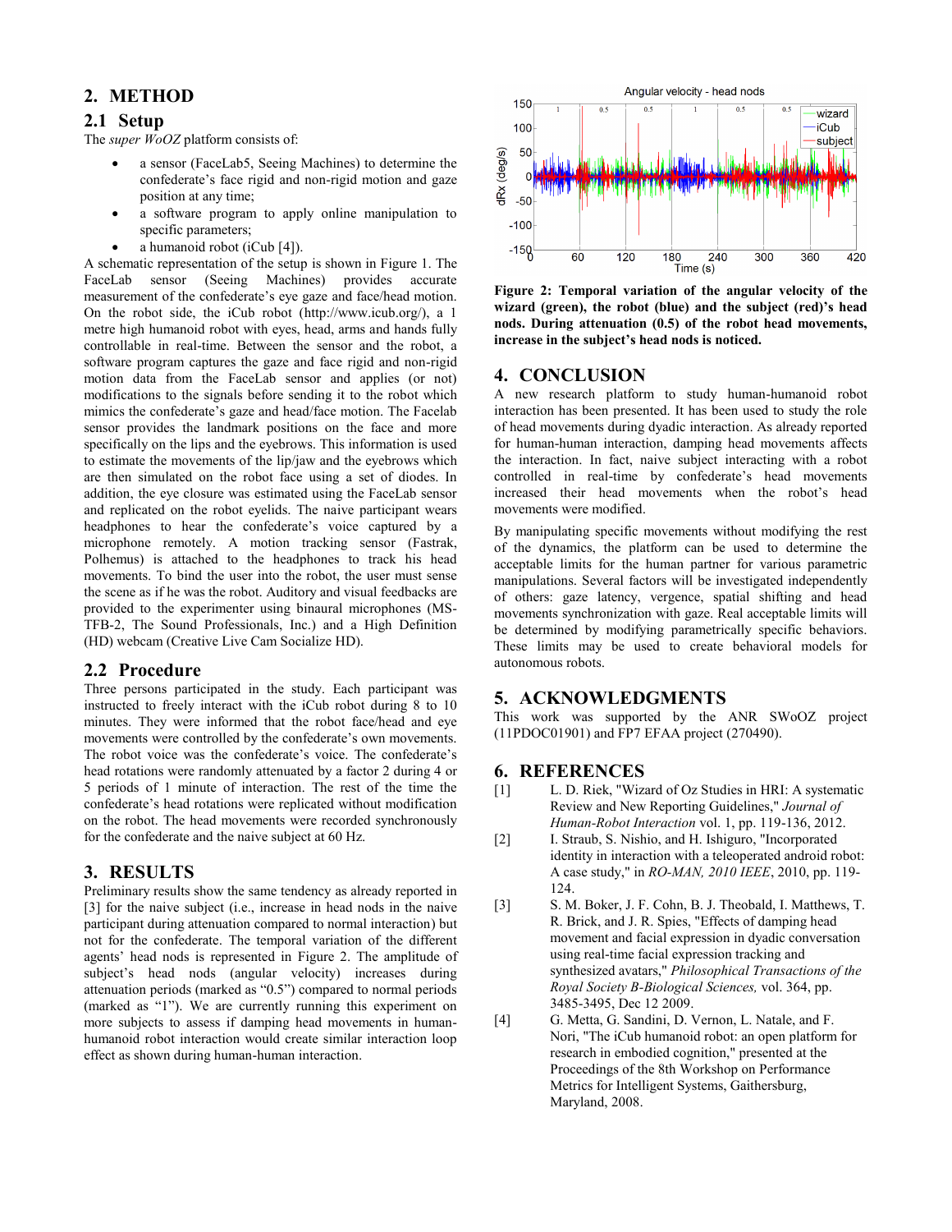## 2. METHOD

### 2.1 Setup

The *super WoOZ* platform consists of:

- a sensor (FaceLab5, Seeing Machines) to determine the confederate's face rigid and non-rigid motion and gaze position at any time;
- a software program to apply online manipulation to specific parameters;
- a humanoid robot (iCub [4]).

A schematic representation of the setup is shown in Figure 1. The FaceLab sensor (Seeing Machines) provides accurate measurement of the confederate's eye gaze and face/head motion. On the robot side, the iCub robot (http://www.icub.org/), a 1 metre high humanoid robot with eyes, head, arms and hands fully controllable in real-time. Between the sensor and the robot, a software program captures the gaze and face rigid and non-rigid motion data from the FaceLab sensor and applies (or not) modifications to the signals before sending it to the robot which mimics the confederate's gaze and head/face motion. The Facelab sensor provides the landmark positions on the face and more specifically on the lips and the eyebrows. This information is used to estimate the movements of the lip/jaw and the eyebrows which are then simulated on the robot face using a set of diodes. In addition, the eye closure was estimated using the FaceLab sensor and replicated on the robot eyelids. The naive participant wears headphones to hear the confederate's voice captured by a microphone remotely. A motion tracking sensor (Fastrak, Polhemus) is attached to the headphones to track his head movements. To bind the user into the robot, the user must sense the scene as if he was the robot. Auditory and visual feedbacks are provided to the experimenter using binaural microphones (MS-TFB-2, The Sound Professionals, Inc.) and a High Definition (HD) webcam (Creative Live Cam Socialize HD).

### 2.2 Procedure

Three persons participated in the study. Each participant was instructed to freely interact with the iCub robot during 8 to 10 minutes. They were informed that the robot face/head and eye movements were controlled by the confederate's own movements. The robot voice was the confederate's voice. The confederate's head rotations were randomly attenuated by a factor 2 during 4 or 5 periods of 1 minute of interaction. The rest of the time the confederate's head rotations were replicated without modification on the robot. The head movements were recorded synchronously for the confederate and the naive subject at 60 Hz.

## 3. RESULTS

Preliminary results show the same tendency as already reported in [3] for the naive subject (i.e., increase in head nods in the naive participant during attenuation compared to normal interaction) but not for the confederate. The temporal variation of the different agents' head nods is represented in Figure 2. The amplitude of subject's head nods (angular velocity) increases during attenuation periods (marked as "0.5") compared to normal periods (marked as "1"). We are currently running this experiment on more subjects to assess if damping head movements in human-humanoid robot interaction would create similar interaction loop effect as shown during human-human interaction.

Angular velocity - head nods

1 0.5 0.5 1 0.5 0.5

wizard
iCub
subject

dRx (deg/s)

150
100
50
0
-50
-100
-150

0 60 120 180 240 300 360 420

Time (s)

**Figure 2: Temporal variation of the angular velocity of the wizard (green), the robot (blue) and the subject (red)'s head nods. During attenuation (0.5) of the robot head movements, increase in the subject's head nods is noticed.**

## 4. CONCLUSION

A new research platform to study human-humanoid robot interaction has been presented. It has been used to study the role of head movements during dyadic interaction. As already reported for human-human interaction, damping head movements affects the interaction. In fact, naive subject interacting with a robot controlled in real-time by confederate's head movements increased their head movements when the robot's head movements were modified.

By manipulating specific movements without modifying the rest of the dynamics, the platform can be used to determine the acceptable limits for the human partner for various parametric manipulations. Several factors will be investigated independently of others: gaze latency, vergence, spatial shifting and head movements synchronization with gaze. Real acceptable limits will be determined by modifying parametrically specific behaviors. These limits may be used to create behavioral models for autonomous robots.

## 5. ACKNOWLEDGMENTS

This work was supported by the ANR SWoOZ project (11PDOC01901) and FP7 EFAA project (270490).

## 6. REFERENCES

[1] L. D. Riek, "Wizard of Oz Studies in HRI: A systematic Review and New Reporting Guidelines," *Journal of Human-Robot Interaction* vol. 1, pp. 119-136, 2012.

[2] I. Straub, S. Nishio, and H. Ishiguro, "Incorporated identity in interaction with a teleoperated android robot: A case study," in *RO-MAN, 2010 IEEE*, 2010, pp. 119-124.

[3] S. M. Boker, J. F. Cohn, B. J. Theobald, I. Matthews, T. R. Brick, and J. R. Spies, "Effects of damping head movement and facial expression in dyadic conversation using real-time facial expression tracking and synthesized avatars," *Philosophical Transactions of the Royal Society B-Biological Sciences,* vol. 364, pp. 3485-3495, Dec 12 2009.

[4] G. Metta, G. Sandini, D. Vernon, L. Natale, and F. Nori, "The iCub humanoid robot: an open platform for research in embodied cognition," presented at the Proceedings of the 8th Workshop on Performance Metrics for Intelligent Systems, Gaithersburg, Maryland, 2008.